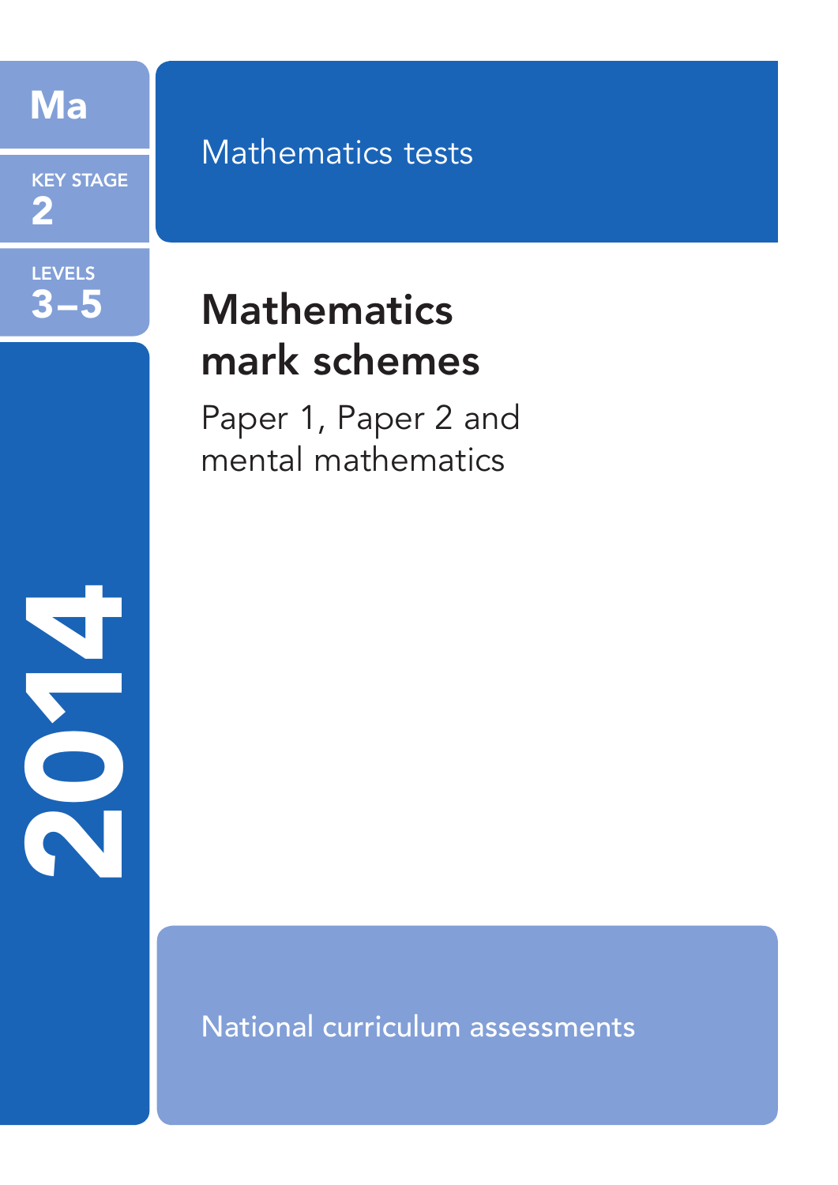Ma

KEY STAGE 2

LEVELS 3–5

2014

Mathematics tests

# Mathematics mark schemes

Paper 1, Paper 2 and mental mathematics

National curriculum assessments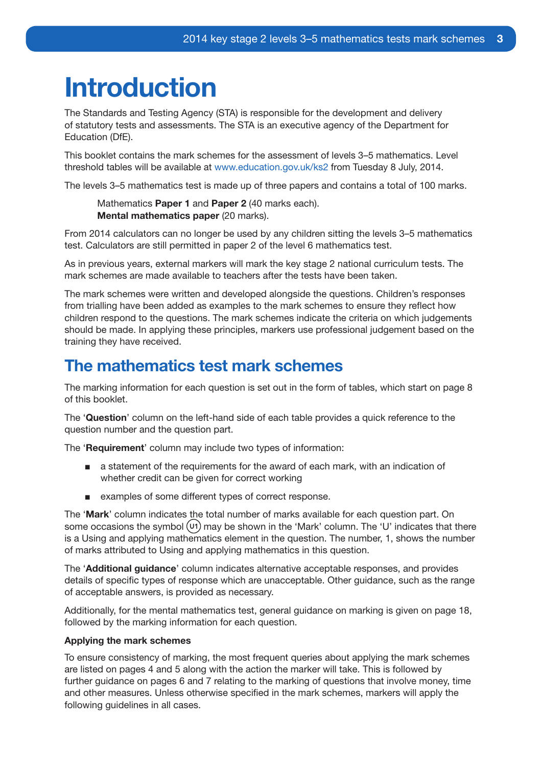# Introduction

The Standards and Testing Agency (STA) is responsible for the development and delivery of statutory tests and assessments. The STA is an executive agency of the Department for Education (DfE).

This booklet contains the mark schemes for the assessment of levels 3–5 mathematics. Level threshold tables will be available at www.education.gov.uk/ks2 from Tuesday 8 July, 2014.

The levels 3–5 mathematics test is made up of three papers and contains a total of 100 marks.

> Mathematics **Paper 1** and **Paper 2** (40 marks each).
> **Mental mathematics paper** (20 marks).

From 2014 calculators can no longer be used by any children sitting the levels 3–5 mathematics test. Calculators are still permitted in paper 2 of the level 6 mathematics test.

As in previous years, external markers will mark the key stage 2 national curriculum tests. The mark schemes are made available to teachers after the tests have been taken.

The mark schemes were written and developed alongside the questions. Children's responses from trialling have been added as examples to the mark schemes to ensure they reflect how children respond to the questions. The mark schemes indicate the criteria on which judgements should be made. In applying these principles, markers use professional judgement based on the training they have received.

## The mathematics test mark schemes

The marking information for each question is set out in the form of tables, which start on page 8 of this booklet.

The '**Question**' column on the left-hand side of each table provides a quick reference to the question number and the question part.

The '**Requirement**' column may include two types of information:

- a statement of the requirements for the award of each mark, with an indication of whether credit can be given for correct working
- examples of some different types of correct response.

The '**Mark**' column indicates the total number of marks available for each question part. On some occasions the symbol (U1) may be shown in the 'Mark' column. The 'U' indicates that there is a Using and applying mathematics element in the question. The number, 1, shows the number of marks attributed to Using and applying mathematics in this question.

The '**Additional guidance**' column indicates alternative acceptable responses, and provides details of specific types of response which are unacceptable. Other guidance, such as the range of acceptable answers, is provided as necessary.

Additionally, for the mental mathematics test, general guidance on marking is given on page 18, followed by the marking information for each question.

**Applying the mark schemes**

To ensure consistency of marking, the most frequent queries about applying the mark schemes are listed on pages 4 and 5 along with the action the marker will take. This is followed by further guidance on pages 6 and 7 relating to the marking of questions that involve money, time and other measures. Unless otherwise specified in the mark schemes, markers will apply the following guidelines in all cases.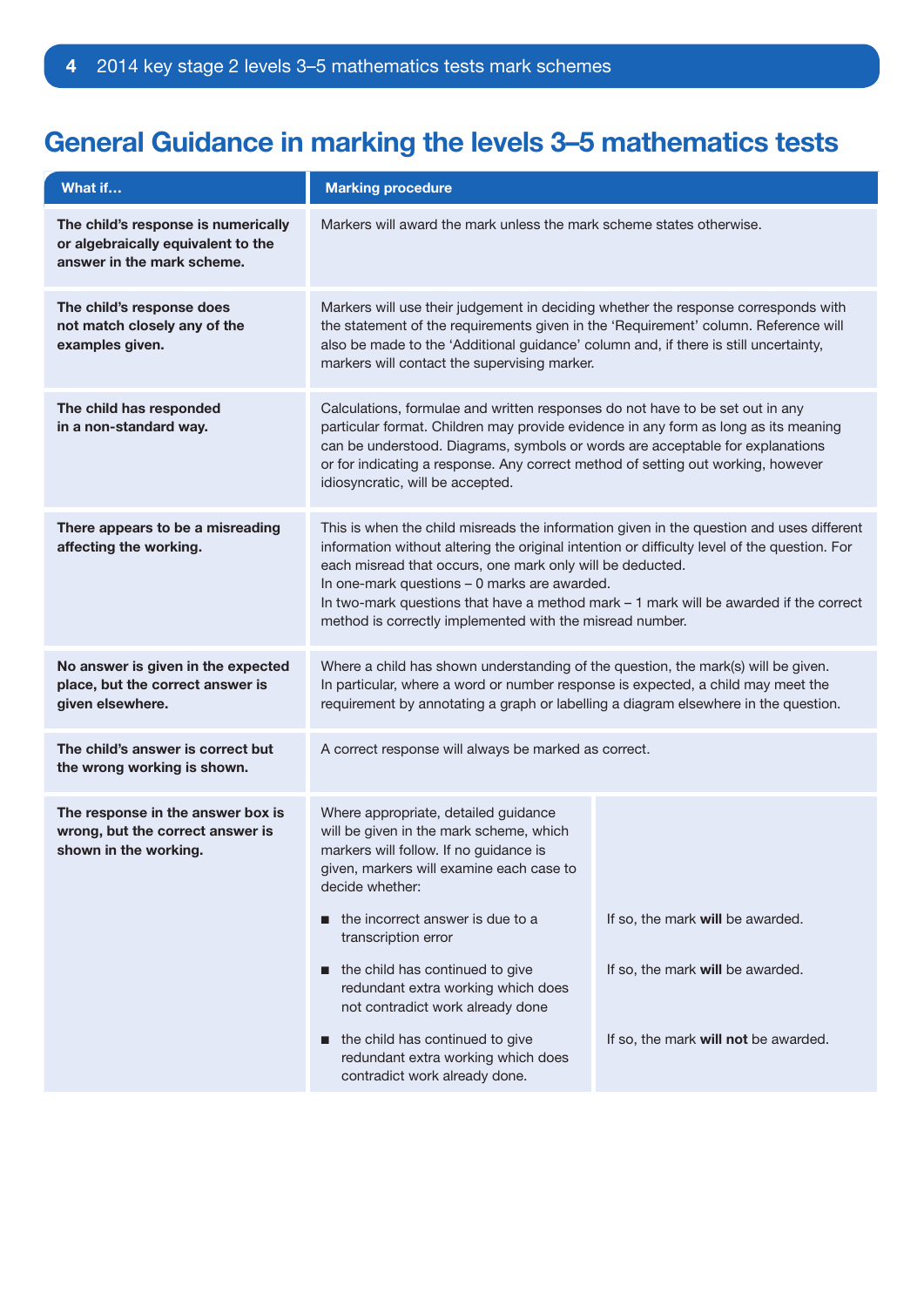## General Guidance in marking the levels 3–5 mathematics tests

| What if… | Marking procedure | |
|---|---|---|
| **The child's response is numerically or algebraically equivalent to the answer in the mark scheme.** | Markers will award the mark unless the mark scheme states otherwise. | |
| **The child's response does not match closely any of the examples given.** | Markers will use their judgement in deciding whether the response corresponds with the statement of the requirements given in the 'Requirement' column. Reference will also be made to the 'Additional guidance' column and, if there is still uncertainty, markers will contact the supervising marker. | |
| **The child has responded in a non-standard way.** | Calculations, formulae and written responses do not have to be set out in any particular format. Children may provide evidence in any form as long as its meaning can be understood. Diagrams, symbols or words are acceptable for explanations or for indicating a response. Any correct method of setting out working, however idiosyncratic, will be accepted. | |
| **There appears to be a misreading affecting the working.** | This is when the child misreads the information given in the question and uses different information without altering the original intention or difficulty level of the question. For each misread that occurs, one mark only will be deducted.<br>In one-mark questions – 0 marks are awarded.<br>In two-mark questions that have a method mark – 1 mark will be awarded if the correct method is correctly implemented with the misread number. | |
| **No answer is given in the expected place, but the correct answer is given elsewhere.** | Where a child has shown understanding of the question, the mark(s) will be given. In particular, where a word or number response is expected, a child may meet the requirement by annotating a graph or labelling a diagram elsewhere in the question. | |
| **The child's answer is correct but the wrong working is shown.** | A correct response will always be marked as correct. | |
| **The response in the answer box is wrong, but the correct answer is shown in the working.** | Where appropriate, detailed guidance will be given in the mark scheme, which markers will follow. If no guidance is given, markers will examine each case to decide whether: | |
| | ■ the incorrect answer is due to a transcription error | If so, the mark **will** be awarded. |
| | ■ the child has continued to give redundant extra working which does not contradict work already done | If so, the mark **will** be awarded. |
| | ■ the child has continued to give redundant extra working which does contradict work already done. | If so, the mark **will not** be awarded. |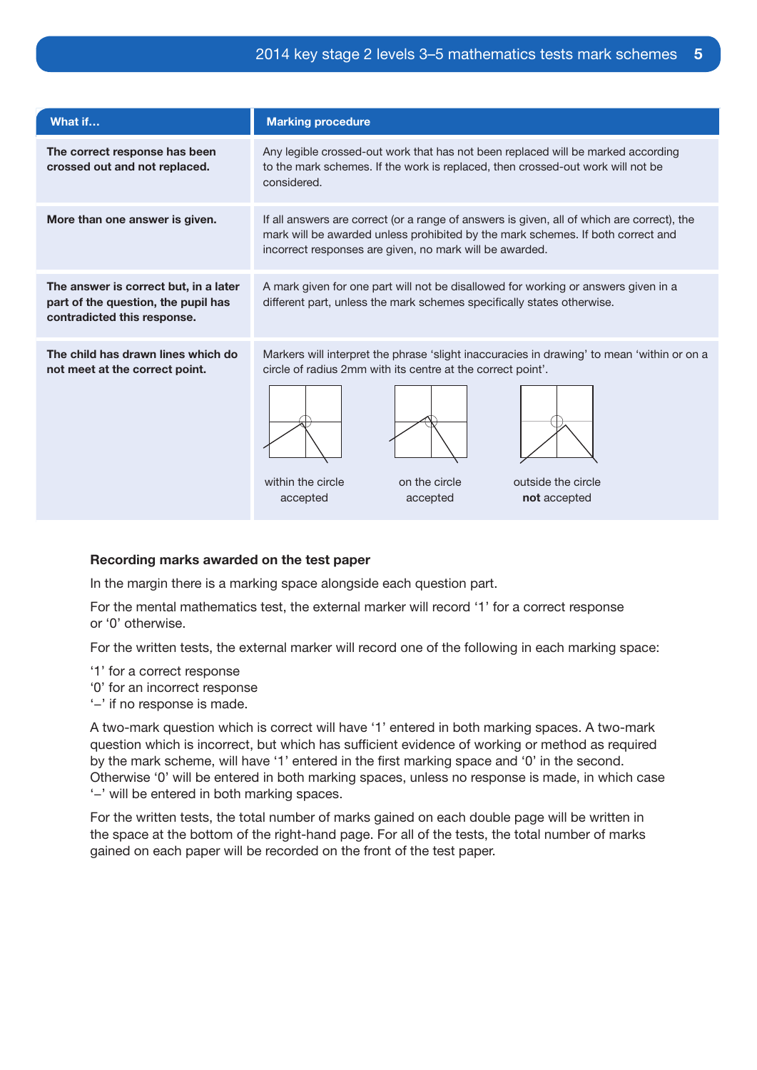| What if... | Marking procedure |
|---|---|
| **The correct response has been crossed out and not replaced.** | Any legible crossed-out work that has not been replaced will be marked according to the mark schemes. If the work is replaced, then crossed-out work will not be considered. |
| **More than one answer is given.** | If all answers are correct (or a range of answers is given, all of which are correct), the mark will be awarded unless prohibited by the mark schemes. If both correct and incorrect responses are given, no mark will be awarded. |
| **The answer is correct but, in a later part of the question, the pupil has contradicted this response.** | A mark given for one part will not be disallowed for working or answers given in a different part, unless the mark schemes specifically states otherwise. |
| **The child has drawn lines which do not meet at the correct point.** | Markers will interpret the phrase 'slight inaccuracies in drawing' to mean 'within or on a circle of radius 2mm with its centre at the correct point'. within the circle accepted; on the circle accepted; outside the circle **not** accepted |

### Recording marks awarded on the test paper

In the margin there is a marking space alongside each question part.

For the mental mathematics test, the external marker will record '1' for a correct response or '0' otherwise.

For the written tests, the external marker will record one of the following in each marking space:

'1' for a correct response
'0' for an incorrect response
'–' if no response is made.

A two-mark question which is correct will have '1' entered in both marking spaces. A two-mark question which is incorrect, but which has sufficient evidence of working or method as required by the mark scheme, will have '1' entered in the first marking space and '0' in the second. Otherwise '0' will be entered in both marking spaces, unless no response is made, in which case '–' will be entered in both marking spaces.

For the written tests, the total number of marks gained on each double page will be written in the space at the bottom of the right-hand page. For all of the tests, the total number of marks gained on each paper will be recorded on the front of the test paper.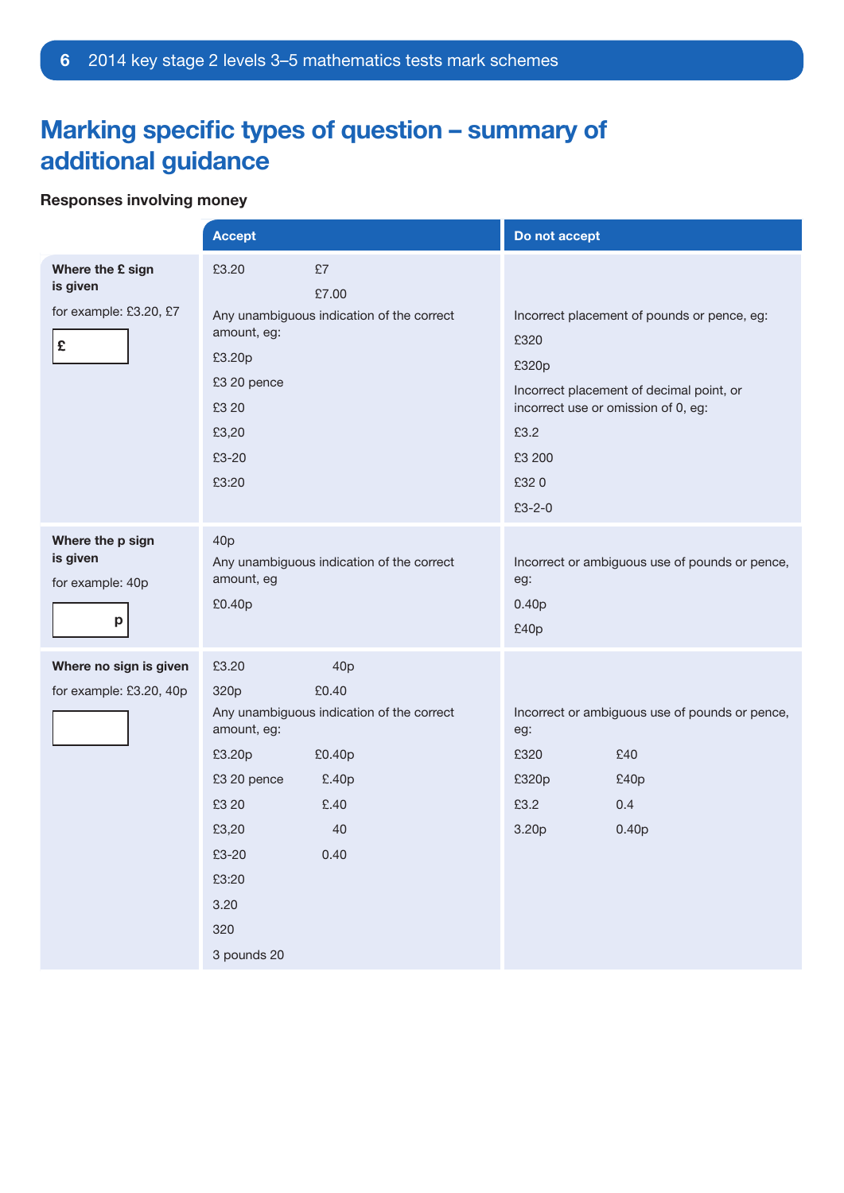# Marking specific types of question – summary of additional guidance

**Responses involving money**

| | Accept | Do not accept |
|---|---|---|
| **Where the £ sign is given**<br>for example: £3.20, £7<br>[ £ ] | £3.20 £7<br>£7.00<br>Any unambiguous indication of the correct amount, eg:<br>£3.20p<br>£3 20 pence<br>£3 20<br>£3,20<br>£3-20<br>£3:20 | Incorrect placement of pounds or pence, eg:<br>£320<br>£320p<br>Incorrect placement of decimal point, or incorrect use or omission of 0, eg:<br>£3.2<br>£3 200<br>£32 0<br>£3-2-0 |
| **Where the p sign is given**<br>for example: 40p<br>[ p ] | 40p<br>Any unambiguous indication of the correct amount, eg<br>£0.40p | Incorrect or ambiguous use of pounds or pence, eg:<br>0.40p<br>£40p |
| **Where no sign is given**<br>for example: £3.20, 40p<br>[ ] | £3.20 40p<br>320p £0.40<br>Any unambiguous indication of the correct amount, eg:<br>£3.20p £0.40p<br>£3 20 pence £.40p<br>£3 20 £.40<br>£3,20 40<br>£3-20 0.40<br>£3:20<br>3.20<br>320<br>3 pounds 20 | Incorrect or ambiguous use of pounds or pence, eg:<br>£320 £40<br>£320p £40p<br>£3.2 0.4<br>3.20p 0.40p |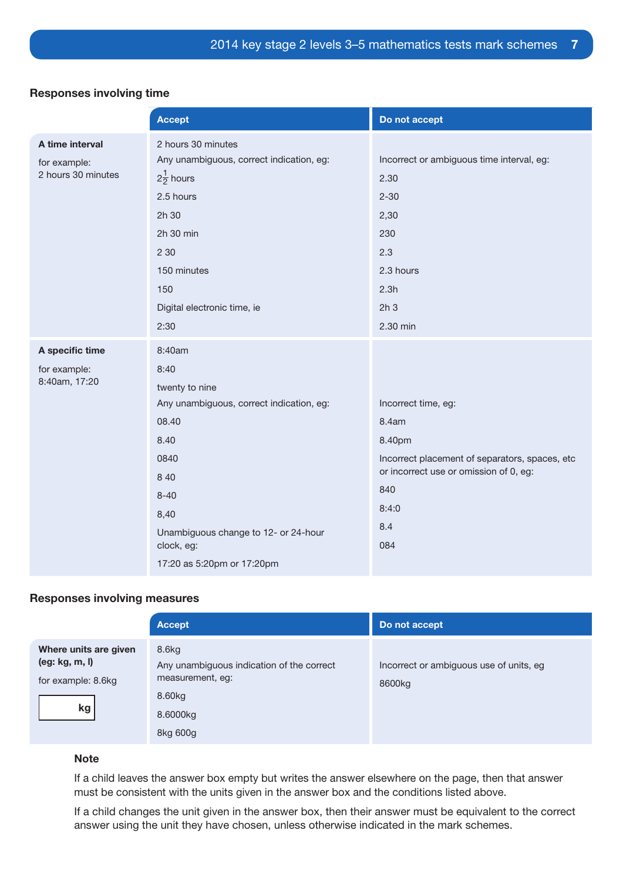### Responses involving time

| | Accept | Do not accept |
|---|---|---|
| **A time interval**<br><br>for example:<br>2 hours 30 minutes | 2 hours 30 minutes<br>Any unambiguous, correct indication, eg:<br>$2\frac{1}{2}$ hours<br>2.5 hours<br>2h 30<br>2h 30 min<br>2 30<br>150 minutes<br>150<br>Digital electronic time, ie<br>2:30 | Incorrect or ambiguous time interval, eg:<br>2.30<br>2-30<br>2,30<br>230<br>2.3<br>2.3 hours<br>2.3h<br>2h 3<br>2.30 min |
| **A specific time**<br><br>for example:<br>8:40am, 17:20 | 8:40am<br>8:40<br>twenty to nine<br>Any unambiguous, correct indication, eg:<br>08.40<br>8.40<br>0840<br>8 40<br>8-40<br>8,40<br>Unambiguous change to 12- or 24-hour clock, eg:<br>17:20 as 5:20pm or 17:20pm | Incorrect time, eg:<br>8.4am<br>8.40pm<br>Incorrect placement of separators, spaces, etc or incorrect use or omission of 0, eg:<br>840<br>8:4:0<br>8.4<br>084 |

### Responses involving measures

| | Accept | Do not accept |
|---|---|---|
| **Where units are given (eg: kg, m, l)**<br><br>for example: 8.6kg<br><br>[ kg ] | 8.6kg<br>Any unambiguous indication of the correct measurement, eg:<br>8.60kg<br>8.6000kg<br>8kg 600g | Incorrect or ambiguous use of units, eg<br>8600kg |

**Note**

If a child leaves the answer box empty but writes the answer elsewhere on the page, then that answer must be consistent with the units given in the answer box and the conditions listed above.

If a child changes the unit given in the answer box, then their answer must be equivalent to the correct answer using the unit they have chosen, unless otherwise indicated in the mark schemes.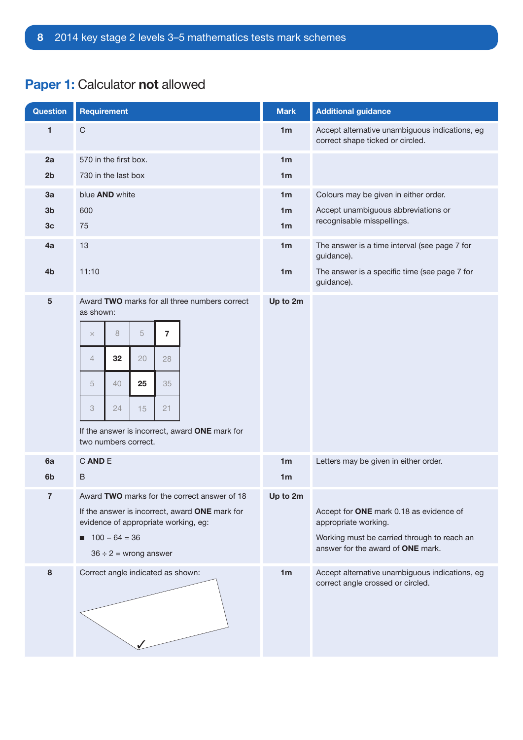## Paper 1: Calculator **not** allowed

| Question | Requirement | Mark | Additional guidance |
|---|---|---|---|
| 1 | C | 1m | Accept alternative unambiguous indications, eg correct shape ticked or circled. |
| 2a | 570 in the first box. | 1m | |
| 2b | 730 in the last box | 1m | |
| 3a | blue **AND** white | 1m | Colours may be given in either order. |
| 3b | 600 | 1m | Accept unambiguous abbreviations or recognisable misspellings. |
| 3c | 75 | 1m | |
| 4a | 13 | 1m | The answer is a time interval (see page 7 for guidance). |
| 4b | 11:10 | 1m | The answer is a specific time (see page 7 for guidance). |
| 5 | Award **TWO** marks for all three numbers correct as shown:<br><br>× \| 8 \| 5 \| **7**<br>4 \| **32** \| 20 \| 28<br>5 \| 40 \| **25** \| 35<br>3 \| 24 \| 15 \| 21<br><br>If the answer is incorrect, award **ONE** mark for two numbers correct. | Up to 2m | |
| 6a | C **AND** E | 1m | Letters may be given in either order. |
| 6b | B | 1m | |
| 7 | Award **TWO** marks for the correct answer of 18<br><br>If the answer is incorrect, award **ONE** mark for evidence of appropriate working, eg:<br><br>■ 100 – 64 = 36<br>36 ÷ 2 = wrong answer | Up to 2m | Accept for **ONE** mark 0.18 as evidence of appropriate working.<br><br>Working must be carried through to reach an answer for the award of **ONE** mark. |
| 8 | Correct angle indicated as shown:<br><br>✓ | 1m | Accept alternative unambiguous indications, eg correct angle crossed or circled. |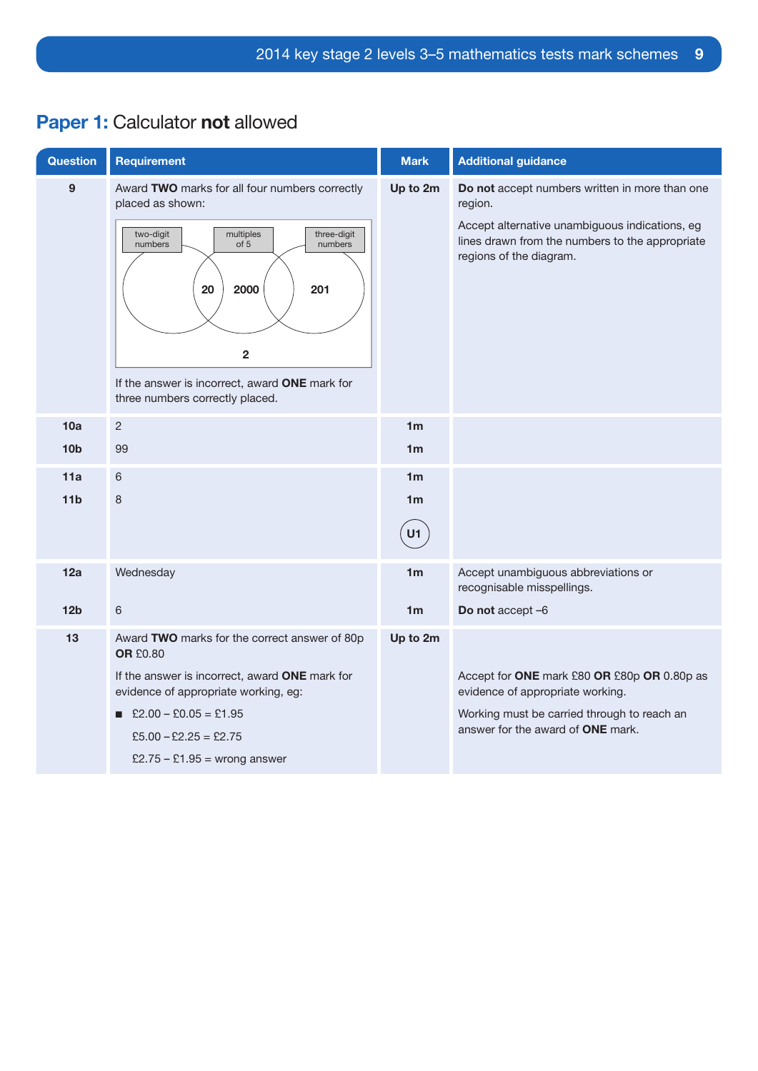## Paper 1: Calculator **not** allowed

| Question | Requirement | Mark | Additional guidance |
|---|---|---|---|
| 9 | Award **TWO** marks for all four numbers correctly placed as shown: [Venn diagram with three circles labelled "two-digit numbers", "multiples of 5", "three-digit numbers"; 20 in overlap of two-digit numbers and multiples of 5; 2000 in multiples of 5 only; 201 in three-digit numbers only; 2 outside all circles] If the answer is incorrect, award **ONE** mark for three numbers correctly placed. | Up to 2m | **Do not** accept numbers written in more than one region. Accept alternative unambiguous indications, eg lines drawn from the numbers to the appropriate regions of the diagram. |
| 10a | 2 | 1m | |
| 10b | 99 | 1m | |
| 11a | 6 | 1m | |
| 11b | 8 | 1m U1 | |
| 12a | Wednesday | 1m | Accept unambiguous abbreviations or recognisable misspellings. |
| 12b | 6 | 1m | **Do not** accept –6 |
| 13 | Award **TWO** marks for the correct answer of 80p **OR** £0.80 If the answer is incorrect, award **ONE** mark for evidence of appropriate working, eg: ■ £2.00 – £0.05 = £1.95 £5.00 – £2.25 = £2.75 £2.75 – £1.95 = wrong answer | Up to 2m | Accept for **ONE** mark £80 **OR** £80p **OR** 0.80p as evidence of appropriate working. Working must be carried through to reach an answer for the award of **ONE** mark. |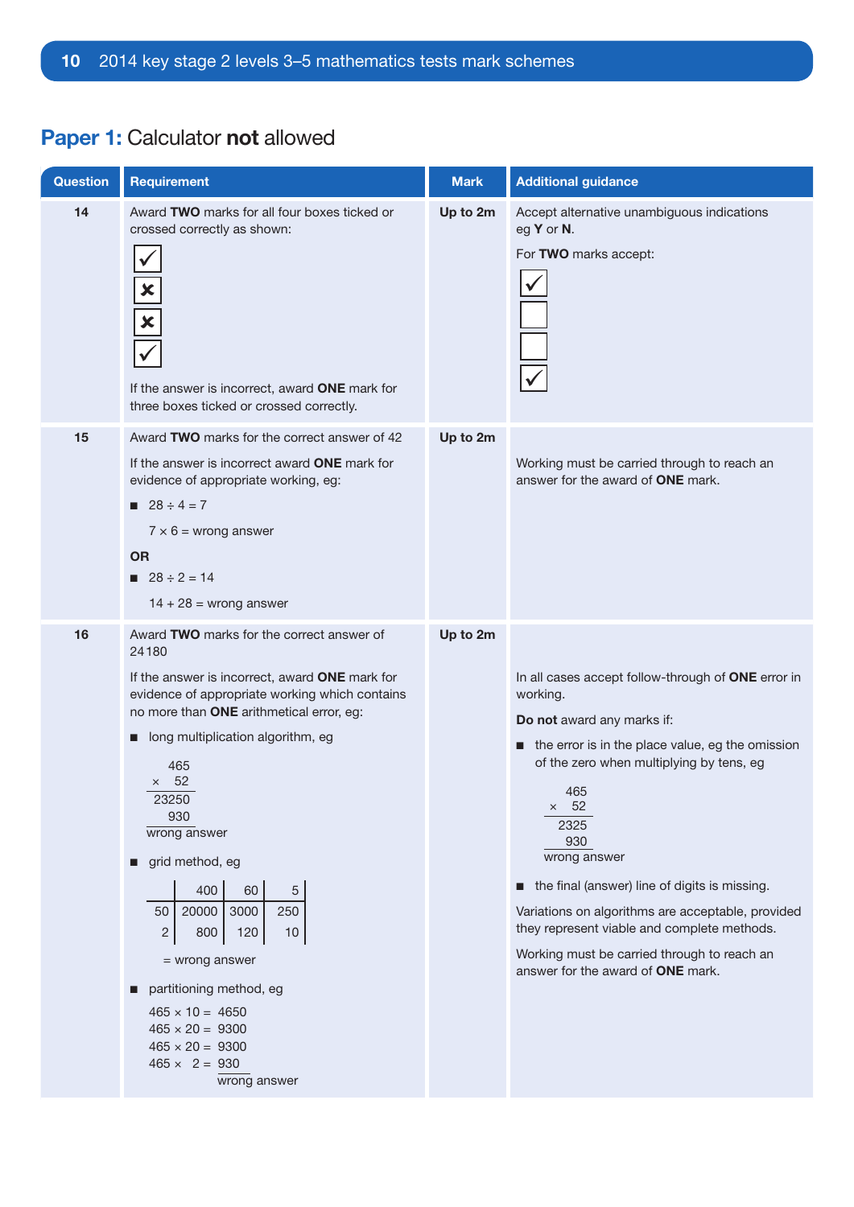## Paper 1: Calculator **not** allowed

| Question | Requirement | Mark | Additional guidance |
|---|---|---|---|
| 14 | Award **TWO** marks for all four boxes ticked or crossed correctly as shown:<br>✓<br>✗<br>✗<br>✓<br><br>If the answer is incorrect, award **ONE** mark for three boxes ticked or crossed correctly. | **Up to 2m** | Accept alternative unambiguous indications eg **Y** or **N**.<br><br>For **TWO** marks accept:<br>✓<br>☐<br>☐<br>✓ |
| 15 | Award **TWO** marks for the correct answer of 42<br><br>If the answer is incorrect award **ONE** mark for evidence of appropriate working, eg:<br>■ $28 \div 4 = 7$<br>$7 \times 6 =$ wrong answer<br>**OR**<br>■ $28 \div 2 = 14$<br>$14 + 28 =$ wrong answer | **Up to 2m** | Working must be carried through to reach an answer for the award of **ONE** mark. |
| 16 | Award **TWO** marks for the correct answer of 24 180<br><br>If the answer is incorrect, award **ONE** mark for evidence of appropriate working which contains no more than **ONE** arithmetical error, eg:<br>■ long multiplication algorithm, eg<br>465<br>× 52<br>23250<br>930<br>wrong answer<br><br>■ grid method, eg<br>(columns 400, 60, 5; row 50: 20000, 3000, 250; row 2: 800, 120, 10)<br>= wrong answer<br><br>■ partitioning method, eg<br>$465 \times 10 = 4650$<br>$465 \times 20 = 9300$<br>$465 \times 20 = 9300$<br>$465 \times 2 = 930$<br>wrong answer | **Up to 2m** | In all cases accept follow-through of **ONE** error in working.<br><br>**Do not** award any marks if:<br>■ the error is in the place value, eg the omission of the zero when multiplying by tens, eg<br>465<br>× 52<br>2325<br>930<br>wrong answer<br><br>■ the final (answer) line of digits is missing.<br><br>Variations on algorithms are acceptable, provided they represent viable and complete methods.<br><br>Working must be carried through to reach an answer for the award of **ONE** mark. |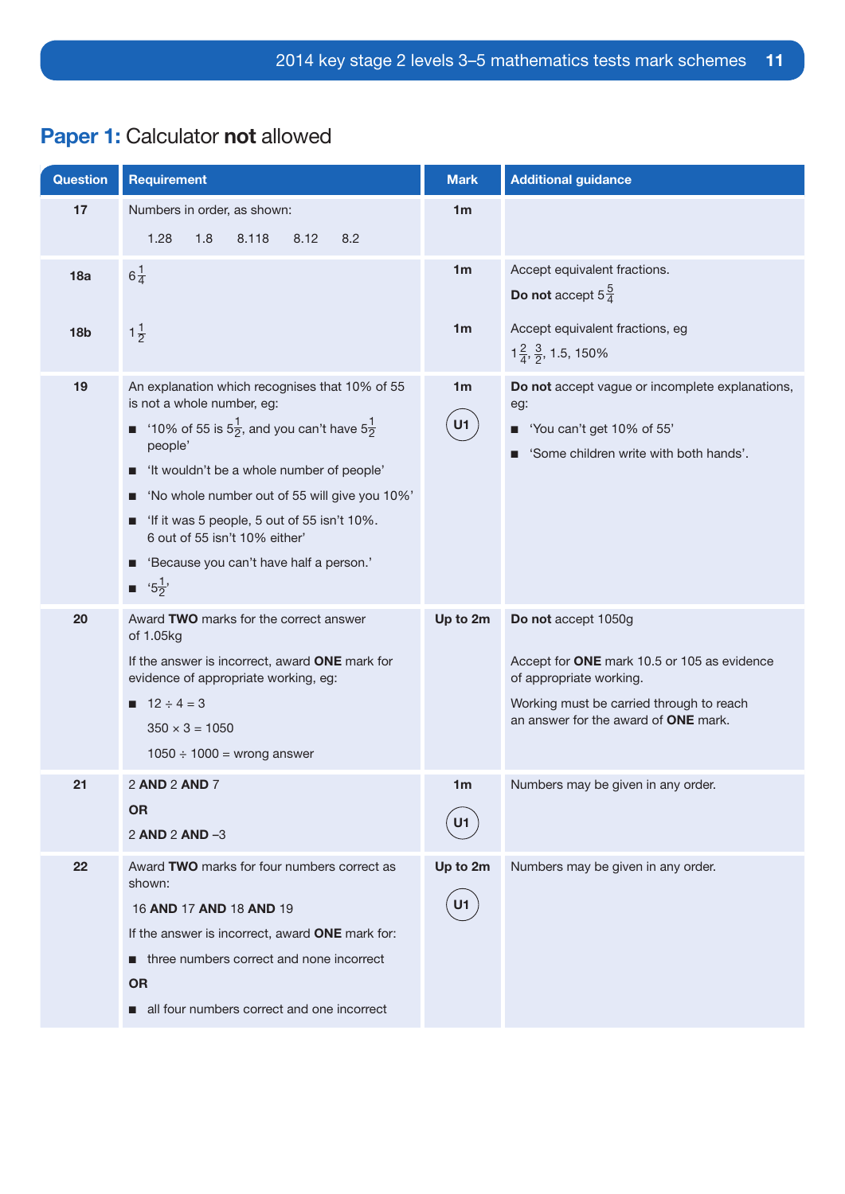## **Paper 1:** Calculator **not** allowed

| Question | Requirement | Mark | Additional guidance |
|---|---|---|---|
| 17 | Numbers in order, as shown:<br>1.28 1.8 8.118 8.12 8.2 | 1m | |
| 18a | $6\frac{1}{4}$ | 1m | Accept equivalent fractions.<br>**Do not** accept $5\frac{5}{4}$ |
| 18b | $1\frac{1}{2}$ | 1m | Accept equivalent fractions, eg<br>$1\frac{2}{4}$, $\frac{3}{2}$, 1.5, 150% |
| 19 | An explanation which recognises that 10% of 55 is not a whole number, eg:<br>■ '10% of 55 is $5\frac{1}{2}$, and you can't have $5\frac{1}{2}$ people'<br>■ 'It wouldn't be a whole number of people'<br>■ 'No whole number out of 55 will give you 10%'<br>■ 'If it was 5 people, 5 out of 55 isn't 10%. 6 out of 55 isn't 10% either'<br>■ 'Because you can't have half a person.'<br>■ '$5\frac{1}{2}$' | 1m<br>U1 | **Do not** accept vague or incomplete explanations, eg:<br>■ 'You can't get 10% of 55'<br>■ 'Some children write with both hands'. |
| 20 | Award **TWO** marks for the correct answer of 1.05kg<br>If the answer is incorrect, award **ONE** mark for evidence of appropriate working, eg:<br>■ 12 ÷ 4 = 3<br>350 × 3 = 1050<br>1050 ÷ 1000 = wrong answer | Up to 2m | **Do not** accept 1050g<br>Accept for **ONE** mark 10.5 or 105 as evidence of appropriate working.<br>Working must be carried through to reach an answer for the award of **ONE** mark. |
| 21 | 2 **AND** 2 **AND** 7<br>**OR**<br>2 **AND** 2 **AND** –3 | 1m<br>U1 | Numbers may be given in any order. |
| 22 | Award **TWO** marks for four numbers correct as shown:<br>16 **AND** 17 **AND** 18 **AND** 19<br>If the answer is incorrect, award **ONE** mark for:<br>■ three numbers correct and none incorrect<br>**OR**<br>■ all four numbers correct and one incorrect | Up to 2m<br>U1 | Numbers may be given in any order. |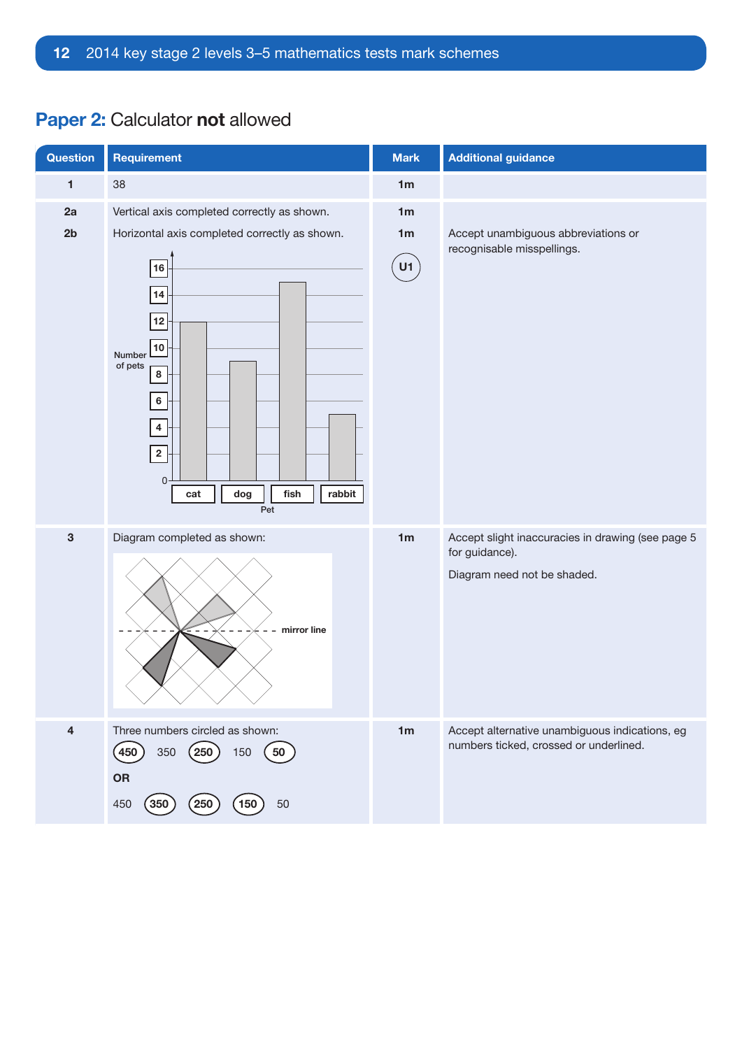## Paper 2: Calculator **not** allowed

| Question | Requirement | Mark | Additional guidance |
| --- | --- | --- | --- |
| 1 | 38 | 1m | |
| 2a | Vertical axis completed correctly as shown. | 1m | |
| 2b | Horizontal axis completed correctly as shown. | 1m U1 | Accept unambiguous abbreviations or recognisable misspellings. |
| 3 | Diagram completed as shown: | 1m | Accept slight inaccuracies in drawing (see page 5 for guidance). Diagram need not be shaded. |
| 4 | Three numbers circled as shown: (450) 350 (250) 150 (50) **OR** 450 (350) (250) (150) 50 | 1m | Accept alternative unambiguous indications, eg numbers ticked, crossed or underlined. |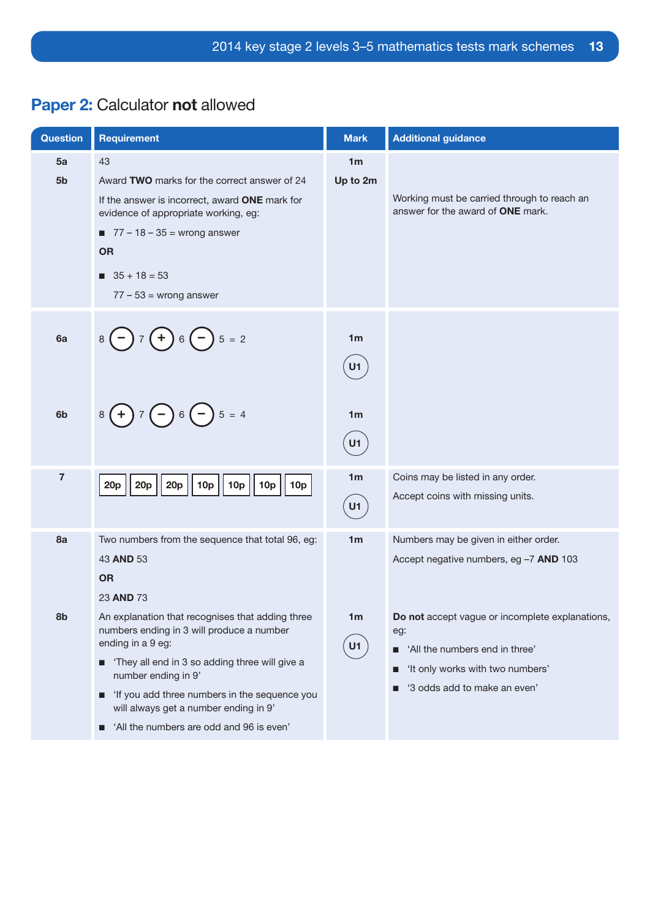## **Paper 2:** Calculator **not** allowed

| Question | Requirement | Mark | Additional guidance |
|---|---|---|---|
| 5a | 43 | 1m | |
| 5b | Award **TWO** marks for the correct answer of 24<br><br>If the answer is incorrect, award **ONE** mark for evidence of appropriate working, eg:<br><br>■ 77 – 18 – 35 = wrong answer<br><br>**OR**<br><br>■ 35 + 18 = 53<br>77 – 53 = wrong answer | Up to 2m | Working must be carried through to reach an answer for the award of **ONE** mark. |
| 6a | 8 (−) 7 (+) 6 (−) 5 = 2 | 1m<br>U1 | |
| 6b | 8 (+) 7 (−) 6 (−) 5 = 4 | 1m<br>U1 | |
| 7 | 20p 20p 20p 10p 10p 10p 10p | 1m<br>U1 | Coins may be listed in any order.<br><br>Accept coins with missing units. |
| 8a | Two numbers from the sequence that total 96, eg:<br><br>43 **AND** 53<br><br>**OR**<br><br>23 **AND** 73 | 1m | Numbers may be given in either order.<br><br>Accept negative numbers, eg –7 **AND** 103 |
| 8b | An explanation that recognises that adding three numbers ending in 3 will produce a number ending in a 9 eg:<br><br>■ 'They all end in 3 so adding three will give a number ending in 9'<br><br>■ 'If you add three numbers in the sequence you will always get a number ending in 9'<br><br>■ 'All the numbers are odd and 96 is even' | 1m<br>U1 | **Do not** accept vague or incomplete explanations, eg:<br><br>■ 'All the numbers end in three'<br><br>■ 'It only works with two numbers'<br><br>■ '3 odds add to make an even' |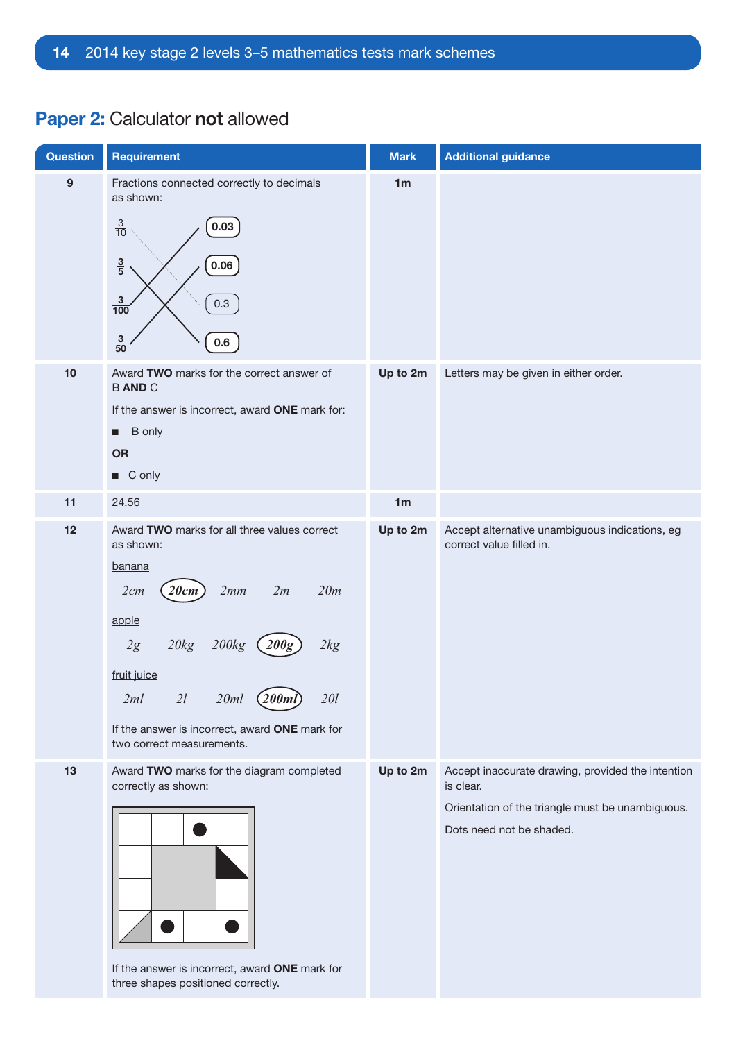## Paper 2: Calculator **not** allowed

| Question | Requirement | Mark | Additional guidance |
|---|---|---|---|
| 9 | Fractions connected correctly to decimals as shown: $\frac{3}{10}$ — 0.3; $\frac{3}{5}$ — 0.6; $\frac{3}{100}$ — 0.03; $\frac{3}{50}$ — 0.06 | 1m | |
| 10 | Award **TWO** marks for the correct answer of B **AND** C<br>If the answer is incorrect, award **ONE** mark for:<br>■ B only<br>**OR**<br>■ C only | Up to 2m | Letters may be given in either order. |
| 11 | 24.56 | 1m | |
| 12 | Award **TWO** marks for all three values correct as shown:<br>banana: 2cm, **(20cm)**, 2mm, 2m, 20m<br>apple: 2g, 20kg, 200kg, **(200g)**, 2kg<br>fruit juice: 2ml, 2l, 20ml, **(200ml)**, 20l<br>If the answer is incorrect, award **ONE** mark for two correct measurements. | Up to 2m | Accept alternative unambiguous indications, eg correct value filled in. |
| 13 | Award **TWO** marks for the diagram completed correctly as shown:<br>[diagram]<br>If the answer is incorrect, award **ONE** mark for three shapes positioned correctly. | Up to 2m | Accept inaccurate drawing, provided the intention is clear.<br>Orientation of the triangle must be unambiguous.<br>Dots need not be shaded. |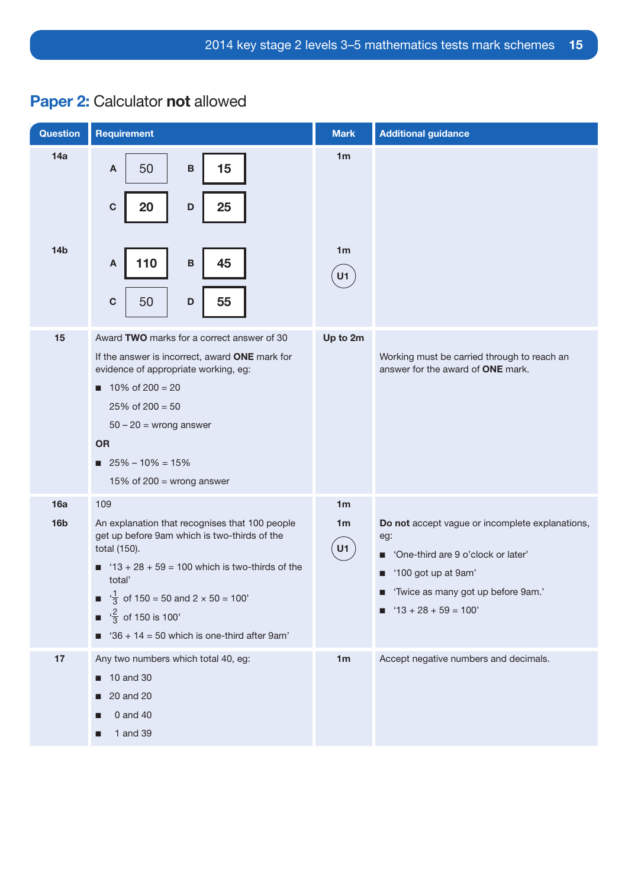## Paper 2: Calculator **not** allowed

| Question | Requirement | Mark | Additional guidance |
|---|---|---|---|
| 14a | A 50, B **15**, C **20**, D **25** | 1m | |
| 14b | A **110**, B **45**, C 50, D **55** | 1m (U1) | |
| 15 | Award **TWO** marks for a correct answer of 30<br><br>If the answer is incorrect, award **ONE** mark for evidence of appropriate working, eg:<br>■ 10% of 200 = 20<br>25% of 200 = 50<br>50 – 20 = wrong answer<br>**OR**<br>■ 25% – 10% = 15%<br>15% of 200 = wrong answer | Up to 2m | Working must be carried through to reach an answer for the award of **ONE** mark. |
| 16a | 109 | 1m | |
| 16b | An explanation that recognises that 100 people get up before 9am which is two-thirds of the total (150).<br>■ '13 + 28 + 59 = 100 which is two-thirds of the total'<br>■ '$\frac{1}{3}$ of 150 = 50 and 2 × 50 = 100'<br>■ '$\frac{2}{3}$ of 150 is 100'<br>■ '36 + 14 = 50 which is one-third after 9am' | 1m (U1) | **Do not** accept vague or incomplete explanations, eg:<br>■ 'One-third are 9 o'clock or later'<br>■ '100 got up at 9am'<br>■ 'Twice as many got up before 9am.'<br>■ '13 + 28 + 59 = 100' |
| 17 | Any two numbers which total 40, eg:<br>■ 10 and 30<br>■ 20 and 20<br>■ 0 and 40<br>■ 1 and 39 | 1m | Accept negative numbers and decimals. |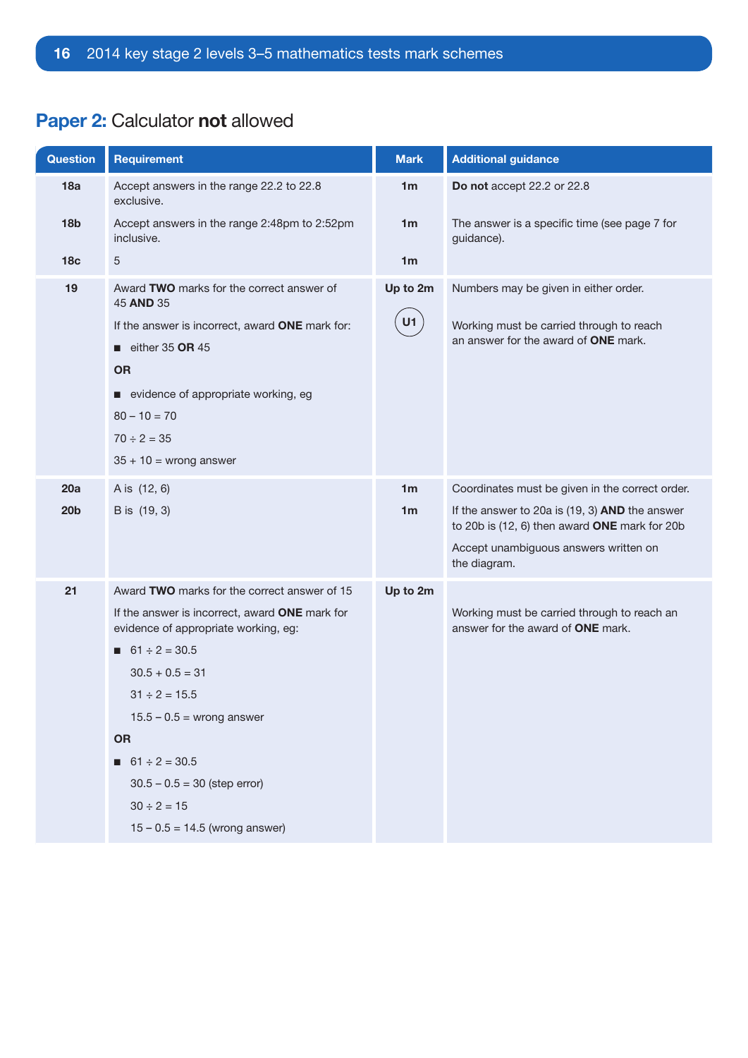## Paper 2: Calculator **not** allowed

| Question | Requirement | Mark | Additional guidance |
|---|---|---|---|
| 18a | Accept answers in the range 22.2 to 22.8 exclusive. | 1m | **Do not** accept 22.2 or 22.8 |
| 18b | Accept answers in the range 2:48pm to 2:52pm inclusive. | 1m | The answer is a specific time (see page 7 for guidance). |
| 18c | 5 | 1m | |
| 19 | Award **TWO** marks for the correct answer of 45 **AND** 35<br>If the answer is incorrect, award **ONE** mark for:<br>■ either 35 **OR** 45<br>**OR**<br>■ evidence of appropriate working, eg<br>80 – 10 = 70<br>70 ÷ 2 = 35<br>35 + 10 = wrong answer | Up to 2m<br>U1 | Numbers may be given in either order.<br>Working must be carried through to reach an answer for the award of **ONE** mark. |
| 20a | A is (12, 6) | 1m | Coordinates must be given in the correct order. |
| 20b | B is (19, 3) | 1m | If the answer to 20a is (19, 3) **AND** the answer to 20b is (12, 6) then award **ONE** mark for 20b<br>Accept unambiguous answers written on the diagram. |
| 21 | Award **TWO** marks for the correct answer of 15<br>If the answer is incorrect, award **ONE** mark for evidence of appropriate working, eg:<br>■ 61 ÷ 2 = 30.5<br>30.5 + 0.5 = 31<br>31 ÷ 2 = 15.5<br>15.5 – 0.5 = wrong answer<br>**OR**<br>■ 61 ÷ 2 = 30.5<br>30.5 – 0.5 = 30 (step error)<br>30 ÷ 2 = 15<br>15 – 0.5 = 14.5 (wrong answer) | Up to 2m | Working must be carried through to reach an answer for the award of **ONE** mark. |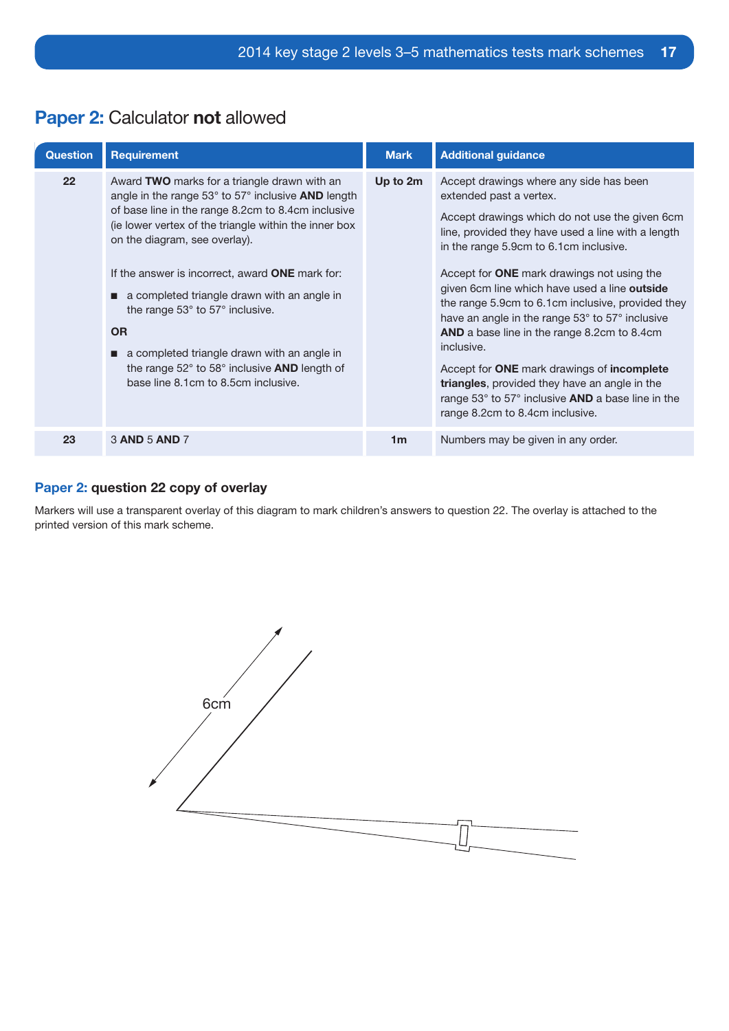## Paper 2: Calculator **not** allowed

| Question | Requirement | Mark | Additional guidance |
|---|---|---|---|
| **22** | Award **TWO** marks for a triangle drawn with an angle in the range 53° to 57° inclusive **AND** length of base line in the range 8.2cm to 8.4cm inclusive (ie lower vertex of the triangle within the inner box on the diagram, see overlay).<br><br>If the answer is incorrect, award **ONE** mark for:<br>■ a completed triangle drawn with an angle in the range 53° to 57° inclusive.<br>**OR**<br>■ a completed triangle drawn with an angle in the range 52° to 58° inclusive **AND** length of base line 8.1cm to 8.5cm inclusive. | **Up to 2m** | Accept drawings where any side has been extended past a vertex.<br><br>Accept drawings which do not use the given 6cm line, provided they have used a line with a length in the range 5.9cm to 6.1cm inclusive.<br><br>Accept for **ONE** mark drawings not using the given 6cm line which have used a line **outside** the range 5.9cm to 6.1cm inclusive, provided they have an angle in the range 53° to 57° inclusive **AND** a base line in the range 8.2cm to 8.4cm inclusive.<br><br>Accept for **ONE** mark drawings of **incomplete triangles**, provided they have an angle in the range 53° to 57° inclusive **AND** a base line in the range 8.2cm to 8.4cm inclusive. |
| **23** | 3 **AND** 5 **AND** 7 | **1m** | Numbers may be given in any order. |

### Paper 2: question 22 copy of overlay

Markers will use a transparent overlay of this diagram to mark children's answers to question 22. The overlay is attached to the printed version of this mark scheme.

6cm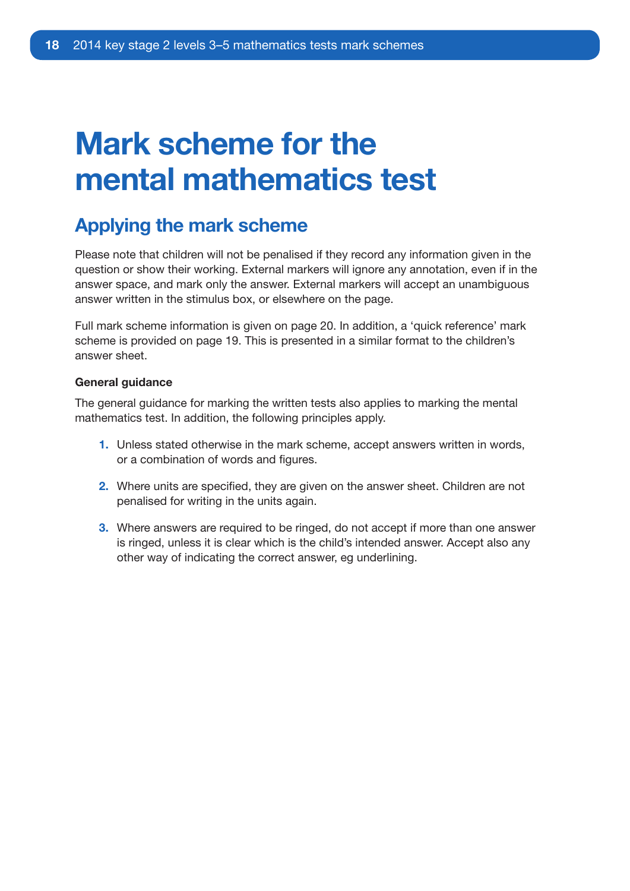# Mark scheme for the mental mathematics test

## Applying the mark scheme

Please note that children will not be penalised if they record any information given in the question or show their working. External markers will ignore any annotation, even if in the answer space, and mark only the answer. External markers will accept an unambiguous answer written in the stimulus box, or elsewhere on the page.

Full mark scheme information is given on page 20. In addition, a 'quick reference' mark scheme is provided on page 19. This is presented in a similar format to the children's answer sheet.

**General guidance**

The general guidance for marking the written tests also applies to marking the mental mathematics test. In addition, the following principles apply.

1. Unless stated otherwise in the mark scheme, accept answers written in words, or a combination of words and figures.
2. Where units are specified, they are given on the answer sheet. Children are not penalised for writing in the units again.
3. Where answers are required to be ringed, do not accept if more than one answer is ringed, unless it is clear which is the child's intended answer. Accept also any other way of indicating the correct answer, eg underlining.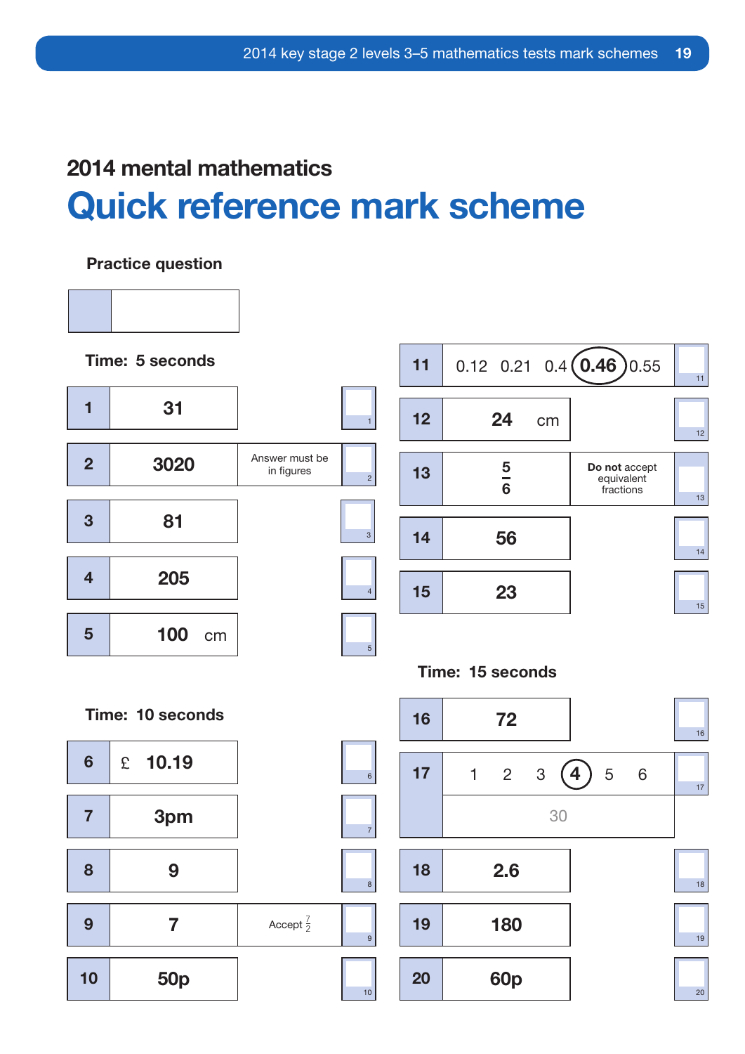## 2014 mental mathematics

# Quick reference mark scheme

**Practice question**

| | |
|---|---|
| | |

**Time: 5 seconds**

| Question | Answer | Notes |
|---|---|---|
| 1 | **31** | |
| 2 | **3020** | Answer must be in figures |
| 3 | **81** | |
| 4 | **205** | |
| 5 | **100** cm | |

**Time: 10 seconds**

| Question | Answer | Notes |
|---|---|---|
| 6 | £ **10.19** | |
| 7 | **3pm** | |
| 8 | **9** | |
| 9 | **7** | Accept $\frac{7}{2}$ |
| 10 | **50p** | |
| 11 | 0.12 0.21 0.4 **(0.46)** 0.55 | |
| 12 | **24** cm | |
| 13 | $\frac{5}{6}$ | **Do not** accept equivalent fractions |
| 14 | **56** | |
| 15 | **23** | |

**Time: 15 seconds**

| Question | Answer | Notes |
|---|---|---|
| 16 | **72** | |
| 17 | 1 2 3 **(4)** 5 6 (30) | |
| 18 | **2.6** | |
| 19 | **180** | |
| 20 | **60p** | |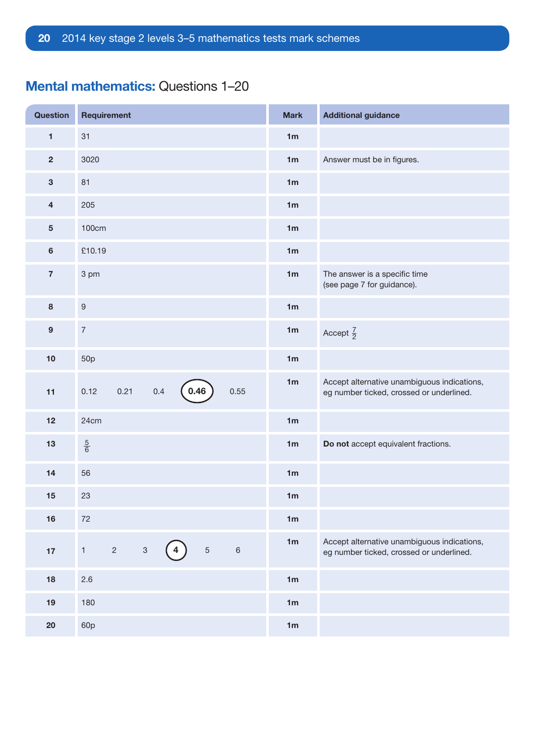## **Mental mathematics:** Questions 1–20

| Question | Requirement | Mark | Additional guidance |
|---|---|---|---|
| 1 | 31 | 1m | |
| 2 | 3020 | 1m | Answer must be in figures. |
| 3 | 81 | 1m | |
| 4 | 205 | 1m | |
| 5 | 100cm | 1m | |
| 6 | £10.19 | 1m | |
| 7 | 3 pm | 1m | The answer is a specific time (see page 7 for guidance). |
| 8 | 9 | 1m | |
| 9 | 7 | 1m | Accept $\frac{7}{2}$ |
| 10 | 50p | 1m | |
| 11 | 0.12 0.21 0.4 **(0.46)** 0.55 | 1m | Accept alternative unambiguous indications, eg number ticked, crossed or underlined. |
| 12 | 24cm | 1m | |
| 13 | $\frac{5}{6}$ | 1m | **Do not** accept equivalent fractions. |
| 14 | 56 | 1m | |
| 15 | 23 | 1m | |
| 16 | 72 | 1m | |
| 17 | 1 2 3 **(4)** 5 6 | 1m | Accept alternative unambiguous indications, eg number ticked, crossed or underlined. |
| 18 | 2.6 | 1m | |
| 19 | 180 | 1m | |
| 20 | 60p | 1m | |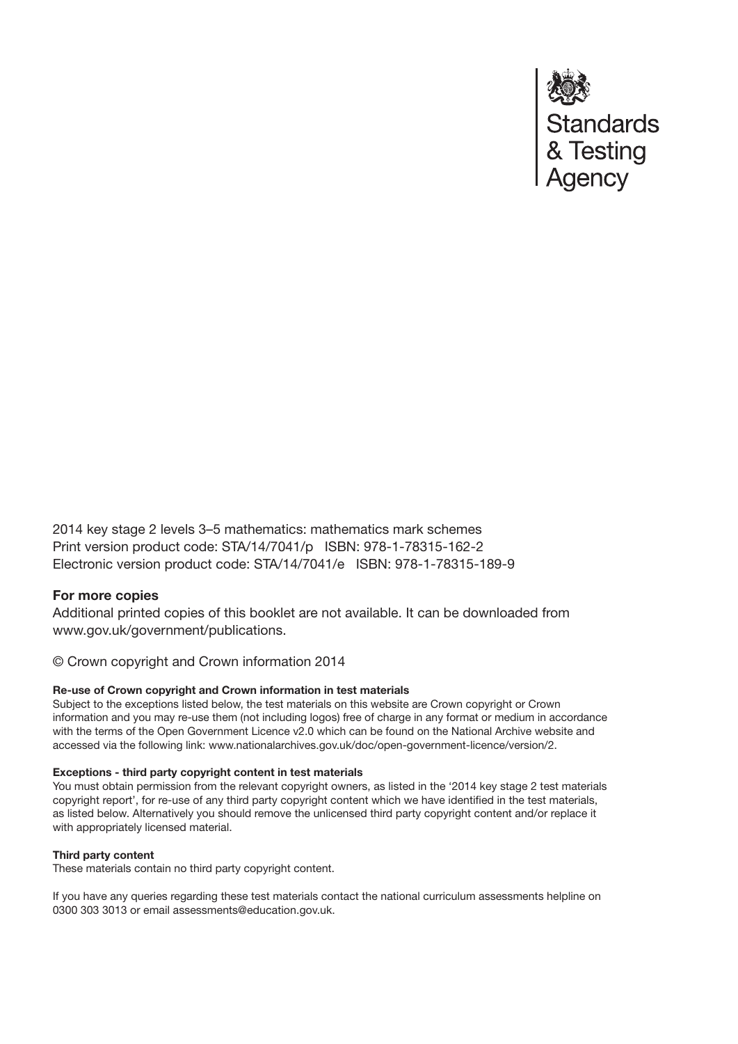Standards
& Testing
Agency

2014 key stage 2 levels 3–5 mathematics: mathematics mark schemes
Print version product code: STA/14/7041/p ISBN: 978-1-78315-162-2
Electronic version product code: STA/14/7041/e ISBN: 978-1-78315-189-9

**For more copies**

Additional printed copies of this booklet are not available. It can be downloaded from www.gov.uk/government/publications.

© Crown copyright and Crown information 2014

**Re-use of Crown copyright and Crown information in test materials**

Subject to the exceptions listed below, the test materials on this website are Crown copyright or Crown information and you may re-use them (not including logos) free of charge in any format or medium in accordance with the terms of the Open Government Licence v2.0 which can be found on the National Archive website and accessed via the following link: www.nationalarchives.gov.uk/doc/open-government-licence/version/2.

**Exceptions - third party copyright content in test materials**

You must obtain permission from the relevant copyright owners, as listed in the '2014 key stage 2 test materials copyright report', for re-use of any third party copyright content which we have identified in the test materials, as listed below. Alternatively you should remove the unlicensed third party copyright content and/or replace it with appropriately licensed material.

**Third party content**

These materials contain no third party copyright content.

If you have any queries regarding these test materials contact the national curriculum assessments helpline on 0300 303 3013 or email assessments@education.gov.uk.